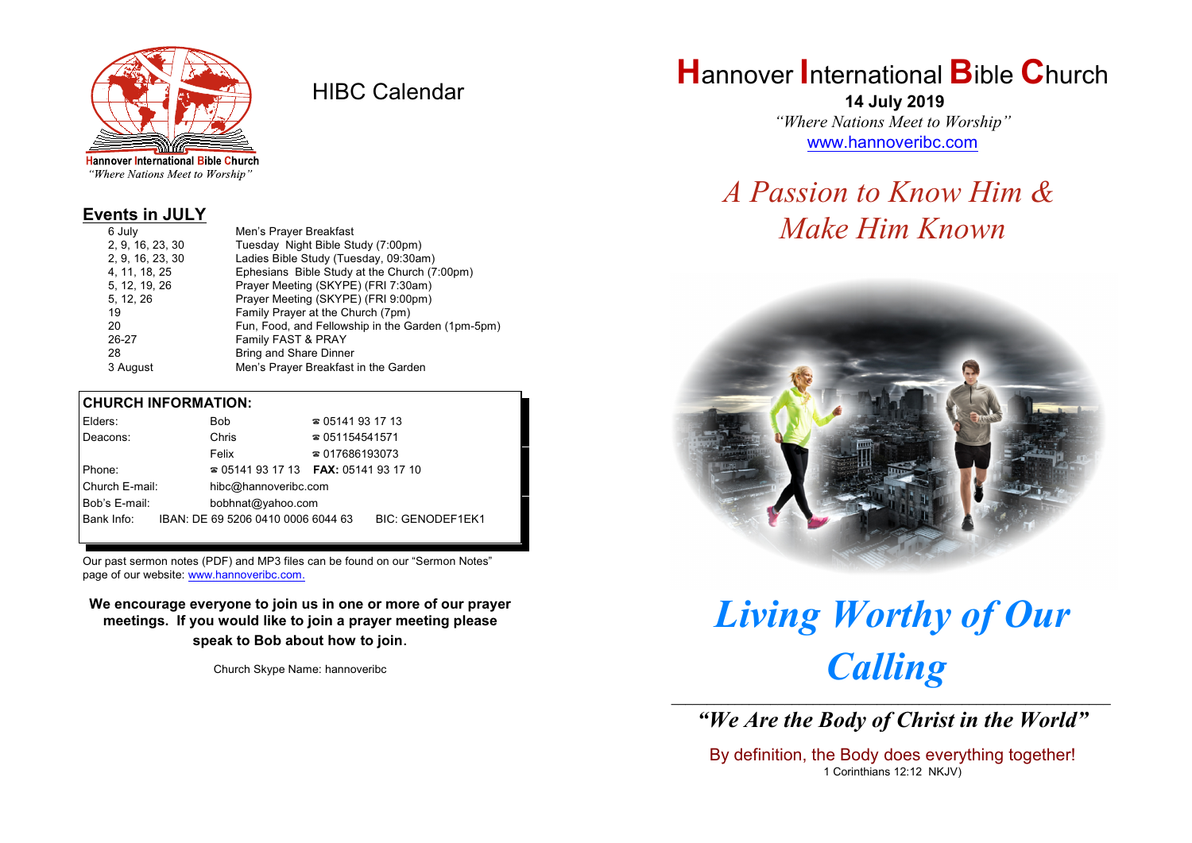Hannover International Bible Church
*"Where Nations Meet to Worship"*

# HIBC Calendar

## Events in JULY

| | |
|---|---|
| 6 July | Men's Prayer Breakfast |
| 2, 9, 16, 23, 30 | Tuesday Night Bible Study (7:00pm) |
| 2, 9, 16, 23, 30 | Ladies Bible Study (Tuesday, 09:30am) |
| 4, 11, 18, 25 | Ephesians Bible Study at the Church (7:00pm) |
| 5, 12, 19, 26 | Prayer Meeting (SKYPE) (FRI 7:30am) |
| 5, 12, 26 | Prayer Meeting (SKYPE) (FRI 9:00pm) |
| 19 | Family Prayer at the Church (7pm) |
| 20 | Fun, Food, and Fellowship in the Garden (1pm-5pm) |
| 26-27 | Family FAST & PRAY |
| 28 | Bring and Share Dinner |
| 3 August | Men's Prayer Breakfast in the Garden |

## CHURCH INFORMATION:

| | | |
|---|---|---|
| Elders: | Bob | ☎ 05141 93 17 13 |
| Deacons: | Chris | ☎ 051154541571 |
| | Felix | ☎ 017686193073 |
| Phone: | ☎ 05141 93 17 13 | **FAX:** 05141 93 17 10 |
| Church E-mail: | hibc@hannoveribc.com | |
| Bob's E-mail: | bobhnat@yahoo.com | |
| Bank Info: | IBAN: DE 69 5206 0410 0006 6044 63 | BIC: GENODEF1EK1 |

Our past sermon notes (PDF) and MP3 files can be found on our "Sermon Notes" page of our website: www.hannoveribc.com.

**We encourage everyone to join us in one or more of our prayer meetings. If you would like to join a prayer meeting please speak to Bob about how to join.**

Church Skype Name: hannoveribc

# Hannover International Bible Church

**14 July 2019**

*"Where Nations Meet to Worship"*

www.hannoveribc.com

## *A Passion to Know Him & Make Him Known*

# *Living Worthy of Our Calling*

### *"We Are the Body of Christ in the World"*

By definition, the Body does everything together!

1 Corinthians 12:12 NKJV)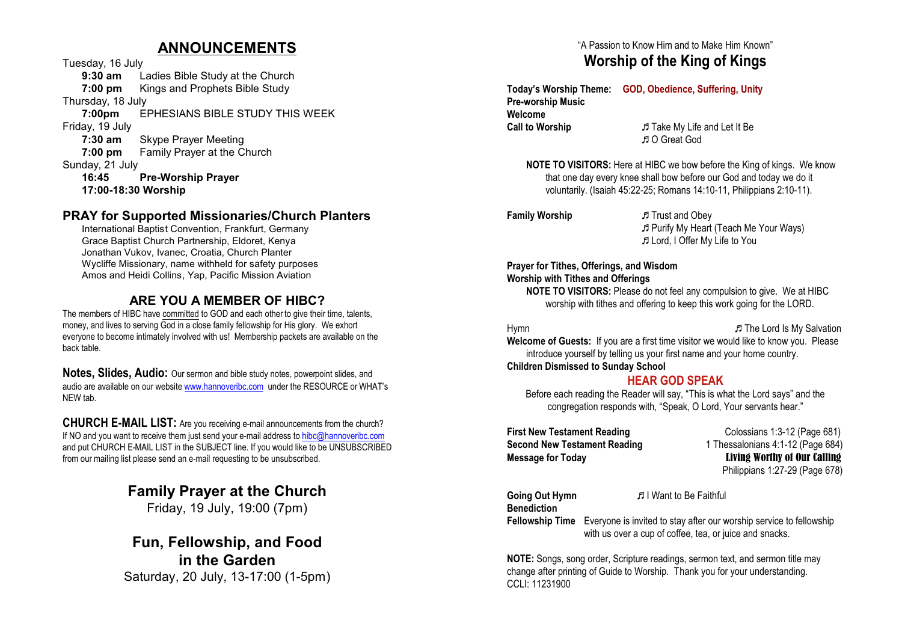# ANNOUNCEMENTS

Tuesday, 16 July
- **9:30 am** Ladies Bible Study at the Church
- **7:00 pm** Kings and Prophets Bible Study

Thursday, 18 July
- **7:00pm** EPHESIANS BIBLE STUDY THIS WEEK

Friday, 19 July
- **7:30 am** Skype Prayer Meeting
- **7:00 pm** Family Prayer at the Church

Sunday, 21 July
- **16:45** **Pre-Worship Prayer**
- **17:00-18:30 Worship**

## PRAY for Supported Missionaries/Church Planters

International Baptist Convention, Frankfurt, Germany
Grace Baptist Church Partnership, Eldoret, Kenya
Jonathan Vukov, Ivanec, Croatia, Church Planter
Wycliffe Missionary, name withheld for safety purposes
Amos and Heidi Collins, Yap, Pacific Mission Aviation

## ARE YOU A MEMBER OF HIBC?

The members of HIBC have committed to GOD and each other to give their time, talents, money, and lives to serving God in a close family fellowship for His glory. We exhort everyone to become intimately involved with us! Membership packets are available on the back table.

**Notes, Slides, Audio:** Our sermon and bible study notes, powerpoint slides, and audio are available on our website www.hannoveribc.com under the RESOURCE or WHAT's NEW tab.

**CHURCH E-MAIL LIST:** Are you receiving e-mail announcements from the church? If NO and you want to receive them just send your e-mail address to hibc@hannoveribc.com and put CHURCH E-MAIL LIST in the SUBJECT line. If you would like to be UNSUBSCRIBED from our mailing list please send an e-mail requesting to be unsubscribed.

## Family Prayer at the Church

Friday, 19 July, 19:00 (7pm)

## Fun, Fellowship, and Food in the Garden

Saturday, 20 July, 13-17:00 (1-5pm)

"A Passion to Know Him and to Make Him Known"

# Worship of the King of Kings

**Today's Worship Theme:** **GOD, Obedience, Suffering, Unity**

**Pre-worship Music**

**Welcome**

**Call to Worship** ♬ Take My Life and Let It Be
♬ O Great God

**NOTE TO VISITORS:** Here at HIBC we bow before the King of kings. We know that one day every knee shall bow before our God and today we do it voluntarily. (Isaiah 45:22-25; Romans 14:10-11, Philippians 2:10-11).

**Family Worship** ♬ Trust and Obey
♬ Purify My Heart (Teach Me Your Ways)
♬ Lord, I Offer My Life to You

**Prayer for Tithes, Offerings, and Wisdom**

**Worship with Tithes and Offerings**

**NOTE TO VISITORS:** Please do not feel any compulsion to give. We at HIBC worship with tithes and offering to keep this work going for the LORD.

Hymn ♬ The Lord Is My Salvation

**Welcome of Guests:** If you are a first time visitor we would like to know you. Please introduce yourself by telling us your first name and your home country.

**Children Dismissed to Sunday School**

## HEAR GOD SPEAK

Before each reading the Reader will say, "This is what the Lord says" and the congregation responds with, "Speak, O Lord, Your servants hear."

**First New Testament Reading** Colossians 1:3-12 (Page 681)
**Second New Testament Reading** 1 Thessalonians 4:1-12 (Page 684)
**Message for Today** **Living Worthy of Our Calling**
Philippians 1:27-29 (Page 678)

**Going Out Hymn** ♬ I Want to Be Faithful

**Benediction**

**Fellowship Time** Everyone is invited to stay after our worship service to fellowship with us over a cup of coffee, tea, or juice and snacks.

**NOTE:** Songs, song order, Scripture readings, sermon text, and sermon title may change after printing of Guide to Worship. Thank you for your understanding.
CCLI: 11231900